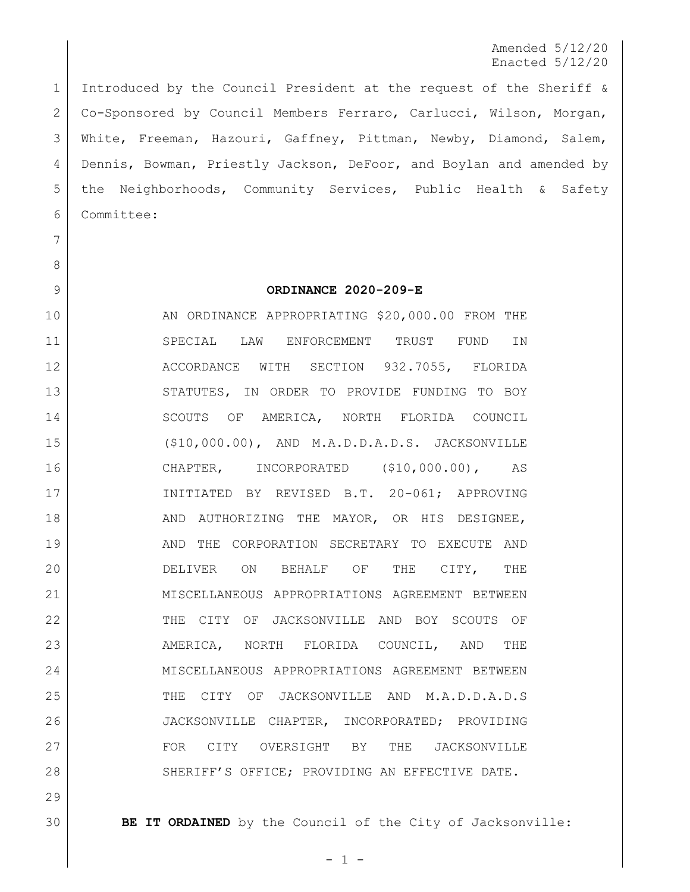Amended 5/12/20
Enacted 5/12/20

Introduced by the Council President at the request of the Sheriff & Co-Sponsored by Council Members Ferraro, Carlucci, Wilson, Morgan, White, Freeman, Hazouri, Gaffney, Pittman, Newby, Diamond, Salem, Dennis, Bowman, Priestly Jackson, DeFoor, and Boylan and amended by the Neighborhoods, Community Services, Public Health & Safety Committee:

# ORDINANCE 2020-209-E

AN ORDINANCE APPROPRIATING $20,000.00 FROM THE SPECIAL LAW ENFORCEMENT TRUST FUND IN ACCORDANCE WITH SECTION 932.7055, FLORIDA STATUTES, IN ORDER TO PROVIDE FUNDING TO BOY SCOUTS OF AMERICA, NORTH FLORIDA COUNCIL ($10,000.00), AND M.A.D.D.A.D.S. JACKSONVILLE CHAPTER, INCORPORATED ($10,000.00), AS INITIATED BY REVISED B.T. 20-061; APPROVING AND AUTHORIZING THE MAYOR, OR HIS DESIGNEE, AND THE CORPORATION SECRETARY TO EXECUTE AND DELIVER ON BEHALF OF THE CITY, THE MISCELLANEOUS APPROPRIATIONS AGREEMENT BETWEEN THE CITY OF JACKSONVILLE AND BOY SCOUTS OF AMERICA, NORTH FLORIDA COUNCIL, AND THE MISCELLANEOUS APPROPRIATIONS AGREEMENT BETWEEN THE CITY OF JACKSONVILLE AND M.A.D.D.A.D.S JACKSONVILLE CHAPTER, INCORPORATED; PROVIDING FOR CITY OVERSIGHT BY THE JACKSONVILLE SHERIFF'S OFFICE; PROVIDING AN EFFECTIVE DATE.

**BE IT ORDAINED** by the Council of the City of Jacksonville: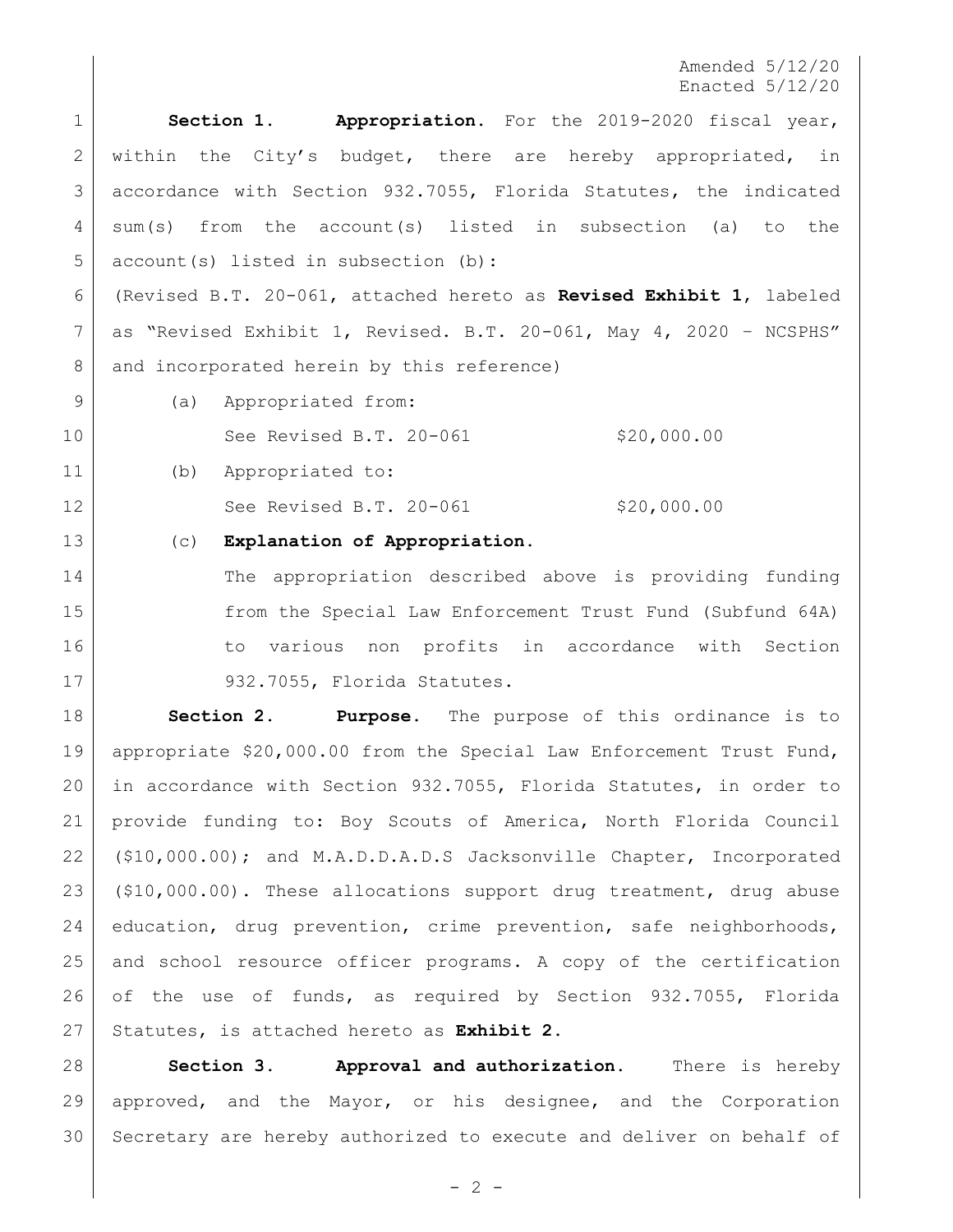Amended 5/12/20
Enacted 5/12/20

**Section 1. Appropriation.** For the 2019-2020 fiscal year, within the City's budget, there are hereby appropriated, in accordance with Section 932.7055, Florida Statutes, the indicated sum(s) from the account(s) listed in subsection (a) to the account(s) listed in subsection (b):

(Revised B.T. 20-061, attached hereto as **Revised Exhibit 1**, labeled as "Revised Exhibit 1, Revised. B.T. 20-061, May 4, 2020 – NCSPHS" and incorporated herein by this reference)

(a) Appropriated from:

See Revised B.T. 20-061 $20,000.00

(b) Appropriated to:

See Revised B.T. 20-061 $20,000.00

(c) **Explanation of Appropriation.**

The appropriation described above is providing funding from the Special Law Enforcement Trust Fund (Subfund 64A) to various non profits in accordance with Section 932.7055, Florida Statutes.

**Section 2. Purpose.** The purpose of this ordinance is to appropriate $20,000.00 from the Special Law Enforcement Trust Fund, in accordance with Section 932.7055, Florida Statutes, in order to provide funding to: Boy Scouts of America, North Florida Council ($10,000.00); and M.A.D.D.A.D.S Jacksonville Chapter, Incorporated ($10,000.00). These allocations support drug treatment, drug abuse education, drug prevention, crime prevention, safe neighborhoods, and school resource officer programs. A copy of the certification of the use of funds, as required by Section 932.7055, Florida Statutes, is attached hereto as **Exhibit 2.**

**Section 3. Approval and authorization.** There is hereby approved, and the Mayor, or his designee, and the Corporation Secretary are hereby authorized to execute and deliver on behalf of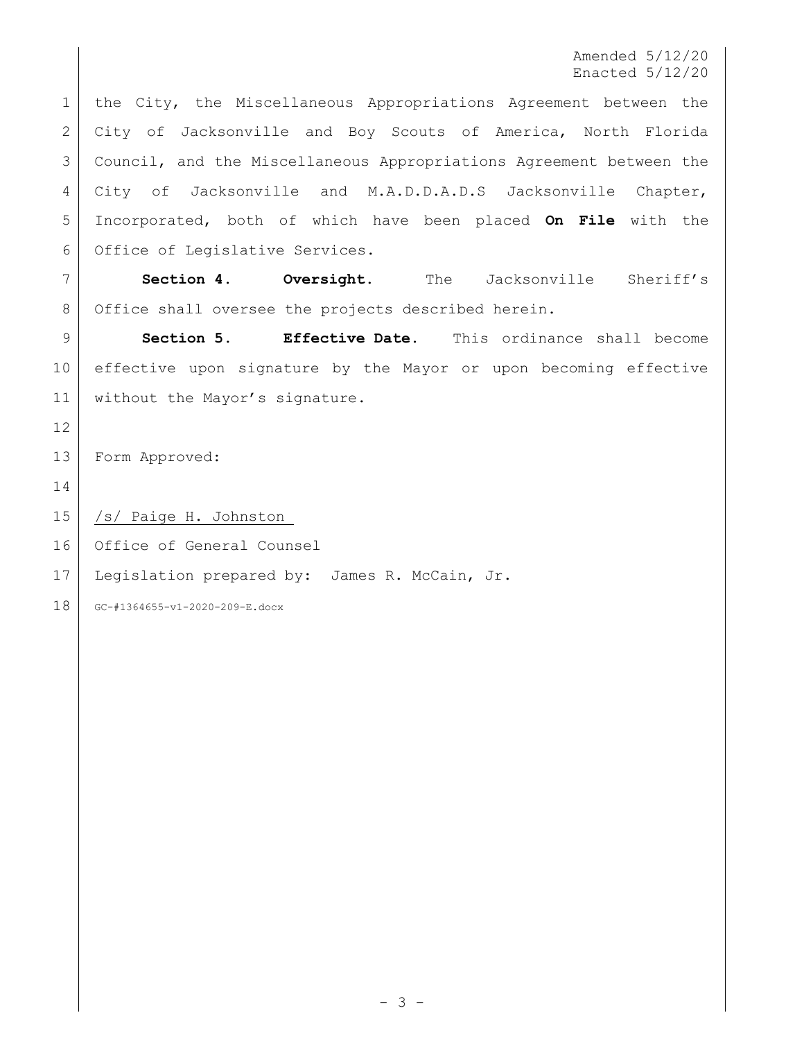Amended 5/12/20
Enacted 5/12/20

the City, the Miscellaneous Appropriations Agreement between the City of Jacksonville and Boy Scouts of America, North Florida Council, and the Miscellaneous Appropriations Agreement between the City of Jacksonville and M.A.D.D.A.D.S Jacksonville Chapter, Incorporated, both of which have been placed **On File** with the Office of Legislative Services.

**Section 4. Oversight.** The Jacksonville Sheriff's Office shall oversee the projects described herein.

**Section 5. Effective Date.** This ordinance shall become effective upon signature by the Mayor or upon becoming effective without the Mayor's signature.

Form Approved:

/s/ Paige H. Johnston

Office of General Counsel

Legislation prepared by: James R. McCain, Jr.

GC-#1364655-v1-2020-209-E.docx